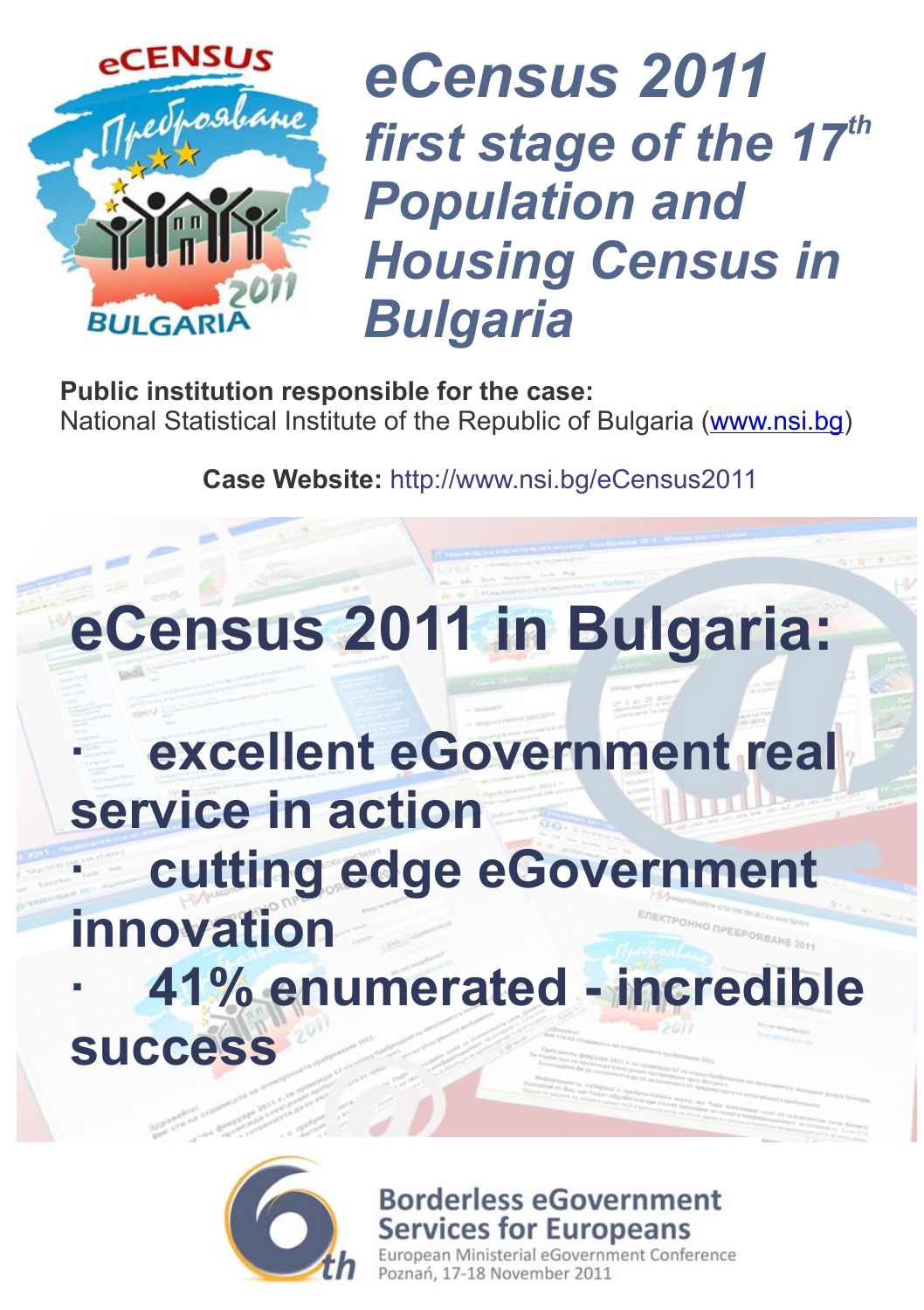# eCensus 2011 first stage of the 17th Population and Housing Census in Bulgaria

**Public institution responsible for the case:**
National Statistical Institute of the Republic of Bulgaria (www.nsi.bg)

**Case Website:** http://www.nsi.bg/eCensus2011

## eCensus 2011 in Bulgaria:

- excellent eGovernment real service in action
- cutting edge eGovernment innovation
- 41% enumerated - incredible success

**Borderless eGovernment Services for Europeans**
European Ministerial eGovernment Conference
Poznań, 17-18 November 2011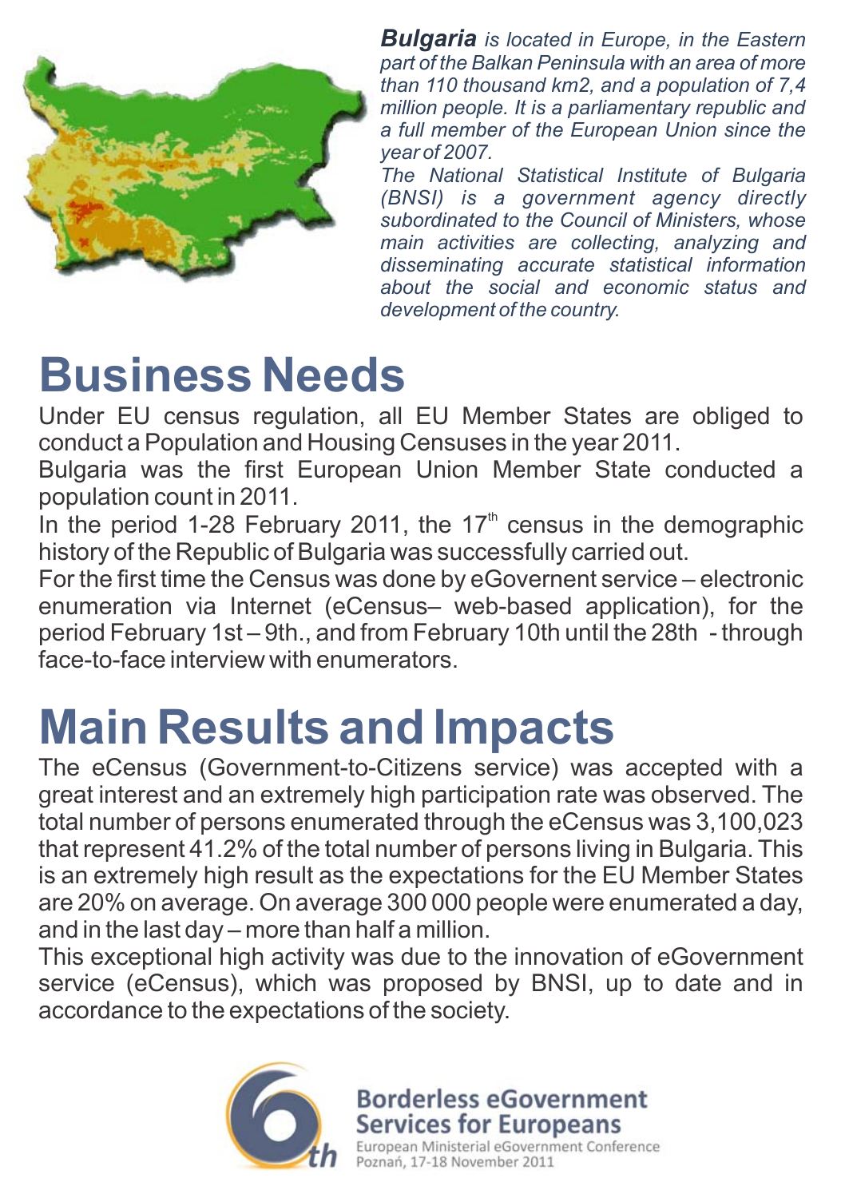***Bulgaria*** *is located in Europe, in the Eastern part of the Balkan Peninsula with an area of more than 110 thousand km2, and a population of 7,4 million people. It is a parliamentary republic and a full member of the European Union since the year of 2007.*

*The National Statistical Institute of Bulgaria (BNSI) is a government agency directly subordinated to the Council of Ministers, whose main activities are collecting, analyzing and disseminating accurate statistical information about the social and economic status and development of the country.*

# Business Needs

Under EU census regulation, all EU Member States are obliged to conduct a Population and Housing Censuses in the year 2011.

Bulgaria was the first European Union Member State conducted a population count in 2011.

In the period 1-28 February 2011, the 17$^{th}$ census in the demographic history of the Republic of Bulgaria was successfully carried out.

For the first time the Census was done by eGovernent service – electronic enumeration via Internet (eCensus– web-based application), for the period February 1st – 9th., and from February 10th until the 28th - through face-to-face interview with enumerators.

# Main Results and Impacts

The eCensus (Government-to-Citizens service) was accepted with a great interest and an extremely high participation rate was observed. The total number of persons enumerated through the eCensus was 3,100,023 that represent 41.2% of the total number of persons living in Bulgaria. This is an extremely high result as the expectations for the EU Member States are 20% on average. On average 300 000 people were enumerated a day, and in the last day – more than half a million.

This exceptional high activity was due to the innovation of eGovernment service (eCensus), which was proposed by BNSI, up to date and in accordance to the expectations of the society.

**Borderless eGovernment Services for Europeans**

European Ministerial eGovernment Conference
Poznań, 17-18 November 2011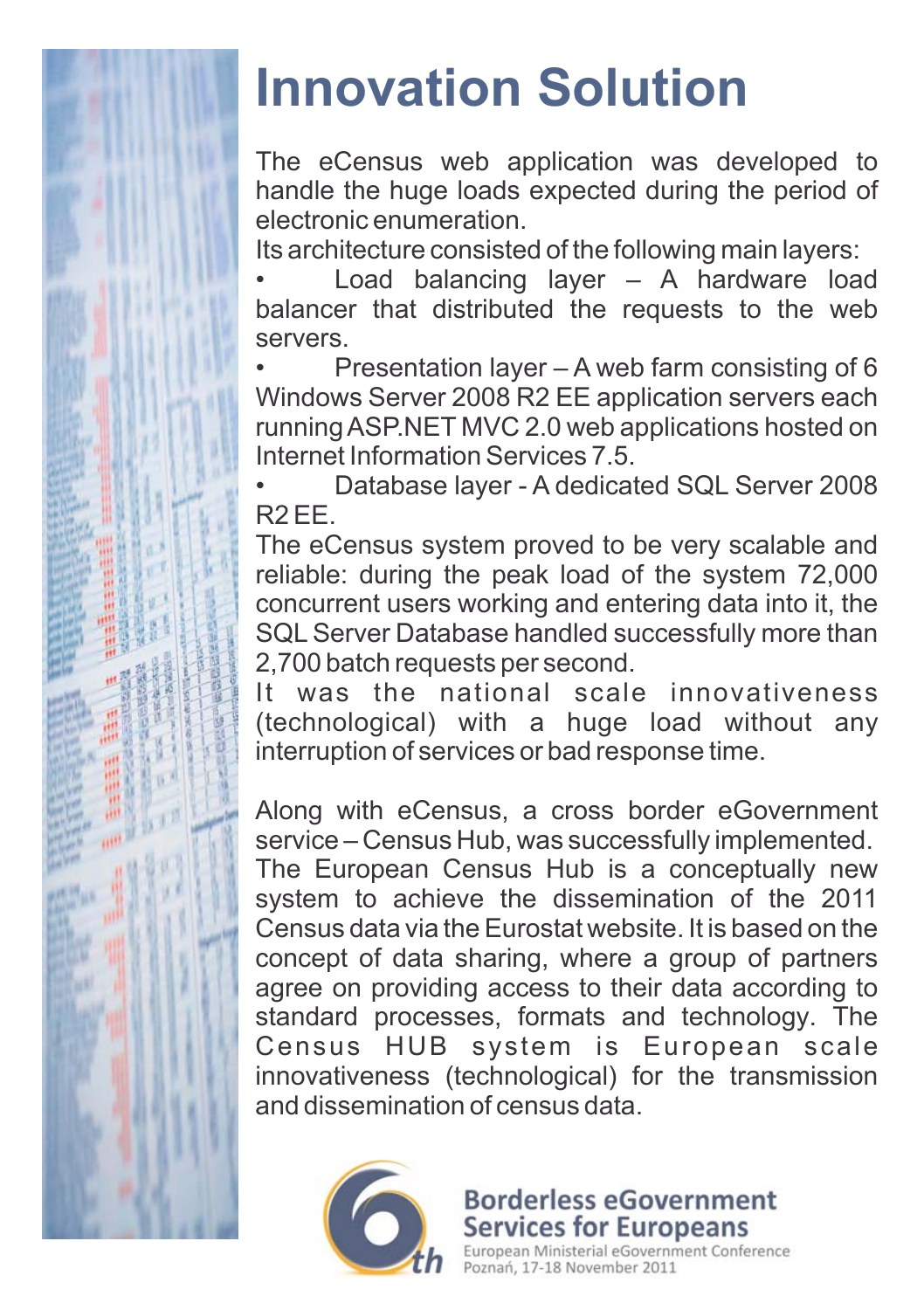# Innovation Solution

The eCensus web application was developed to handle the huge loads expected during the period of electronic enumeration.

Its architecture consisted of the following main layers:

- Load balancing layer – A hardware load balancer that distributed the requests to the web servers.
- Presentation layer – A web farm consisting of 6 Windows Server 2008 R2 EE application servers each running ASP.NET MVC 2.0 web applications hosted on Internet Information Services 7.5.
- Database layer - A dedicated SQL Server 2008 R2 EE.

The eCensus system proved to be very scalable and reliable: during the peak load of the system 72,000 concurrent users working and entering data into it, the SQL Server Database handled successfully more than 2,700 batch requests per second.

It was the national scale innovativeness (technological) with a huge load without any interruption of services or bad response time.

Along with eCensus, a cross border eGovernment service – Census Hub, was successfully implemented. The European Census Hub is a conceptually new system to achieve the dissemination of the 2011 Census data via the Eurostat website. It is based on the concept of data sharing, where a group of partners agree on providing access to their data according to standard processes, formats and technology. The Census HUB system is European scale innovativeness (technological) for the transmission and dissemination of census data.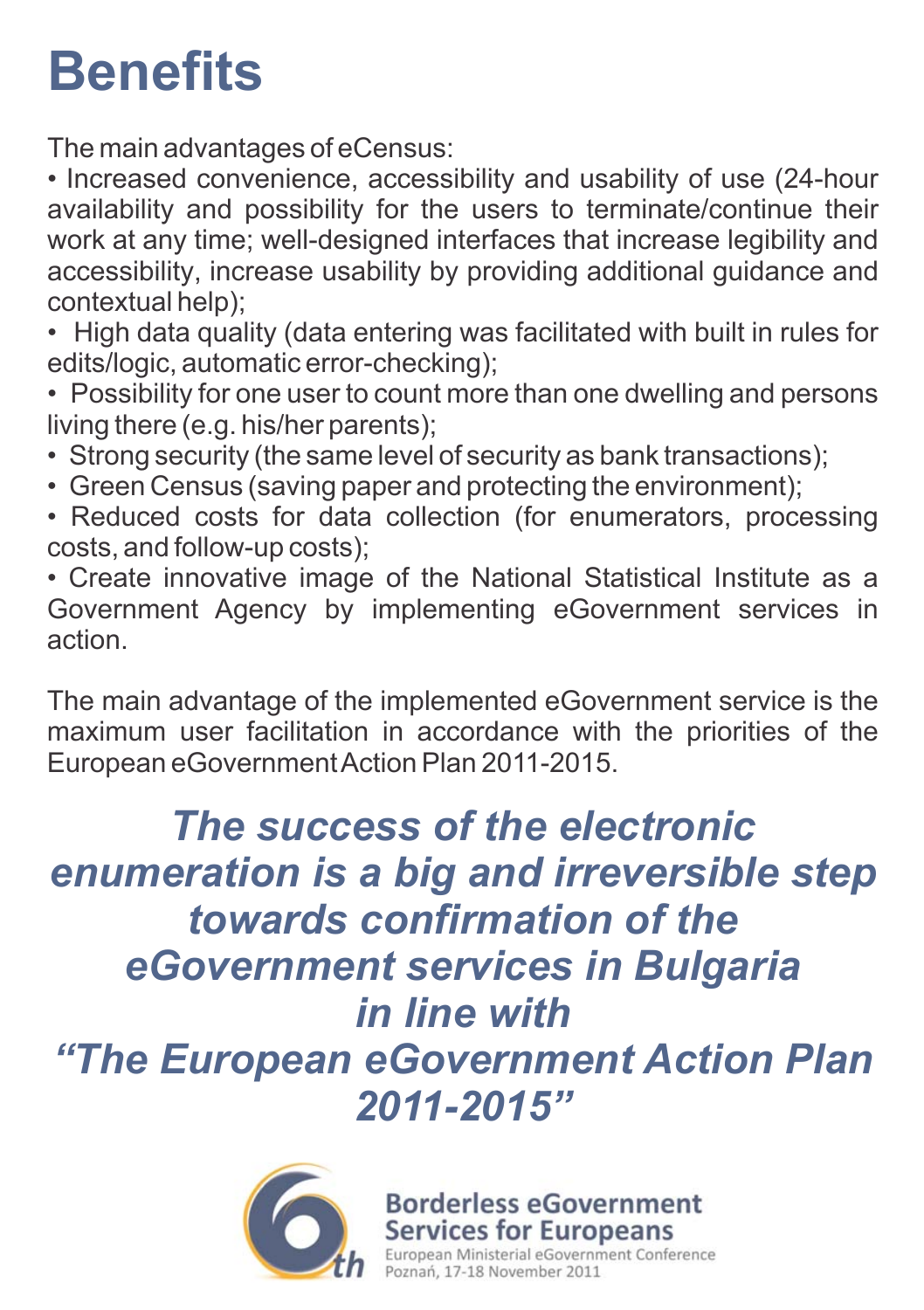# Benefits

The main advantages of eCensus:

- Increased convenience, accessibility and usability of use (24-hour availability and possibility for the users to terminate/continue their work at any time; well-designed interfaces that increase legibility and accessibility, increase usability by providing additional guidance and contextual help);
- High data quality (data entering was facilitated with built in rules for edits/logic, automatic error-checking);
- Possibility for one user to count more than one dwelling and persons living there (e.g. his/her parents);
- Strong security (the same level of security as bank transactions);
- Green Census (saving paper and protecting the environment);
- Reduced costs for data collection (for enumerators, processing costs, and follow-up costs);
- Create innovative image of the National Statistical Institute as a Government Agency by implementing eGovernment services in action.

The main advantage of the implemented eGovernment service is the maximum user facilitation in accordance with the priorities of the European eGovernment Action Plan 2011-2015.

***The success of the electronic enumeration is a big and irreversible step towards confirmation of the eGovernment services in Bulgaria in line with "The European eGovernment Action Plan 2011-2015"***

6th

Borderless eGovernment Services for Europeans

European Ministerial eGovernment Conference

Poznań, 17-18 November 2011